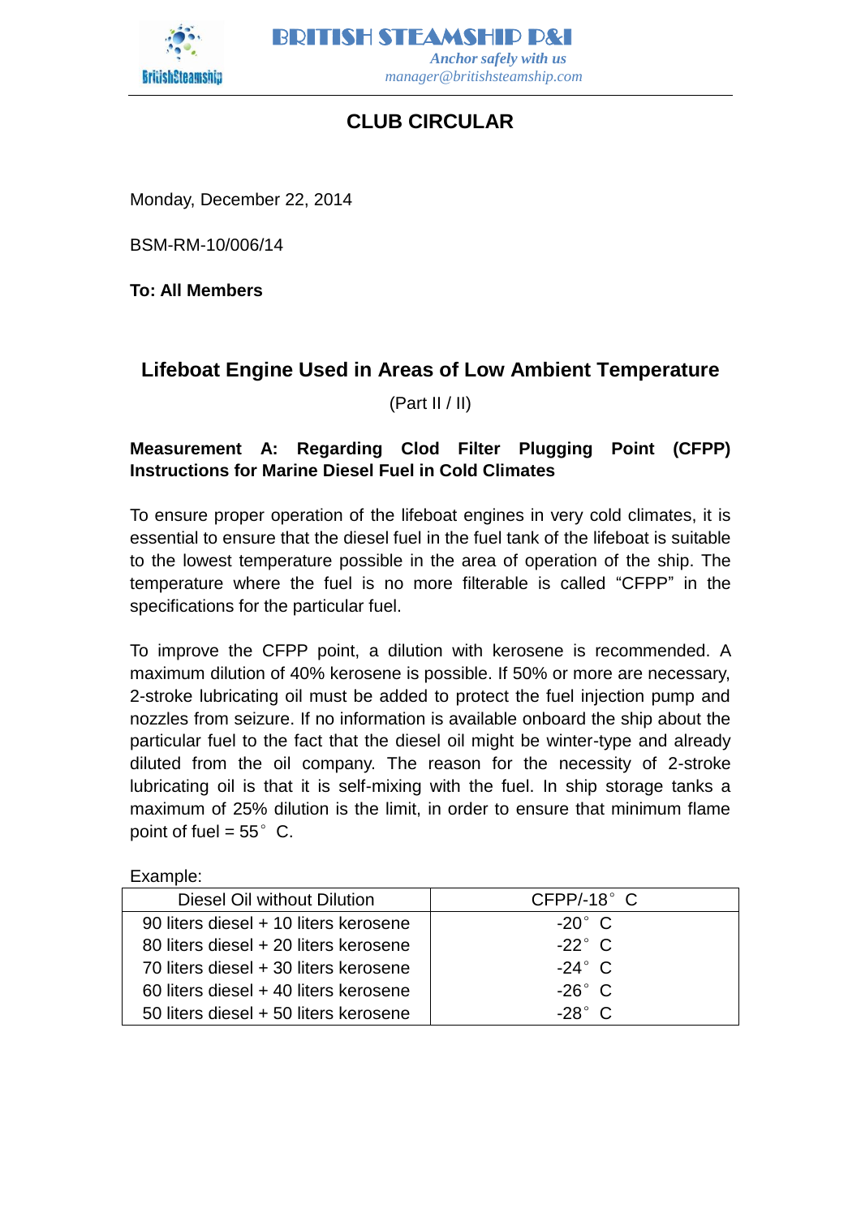**BRITISH STEAMSHIP P&I**

*Anchor safely with us*

*manager@britishsteamship.com*

## CLUB CIRCULAR

Monday, December 22, 2014

BSM-RM-10/006/14

**To: All Members**

## Lifeboat Engine Used in Areas of Low Ambient Temperature

(Part II / II)

**Measurement A: Regarding Clod Filter Plugging Point (CFPP) Instructions for Marine Diesel Fuel in Cold Climates**

To ensure proper operation of the lifeboat engines in very cold climates, it is essential to ensure that the diesel fuel in the fuel tank of the lifeboat is suitable to the lowest temperature possible in the area of operation of the ship. The temperature where the fuel is no more filterable is called "CFPP" in the specifications for the particular fuel.

To improve the CFPP point, a dilution with kerosene is recommended. A maximum dilution of 40% kerosene is possible. If 50% or more are necessary, 2-stroke lubricating oil must be added to protect the fuel injection pump and nozzles from seizure. If no information is available onboard the ship about the particular fuel to the fact that the diesel oil might be winter-type and already diluted from the oil company. The reason for the necessity of 2-stroke lubricating oil is that it is self-mixing with the fuel. In ship storage tanks a maximum of 25% dilution is the limit, in order to ensure that minimum flame point of fuel = 55° C.

Example:

| Diesel Oil without Dilution | CFPP/-18° C |
|---|---|
| 90 liters diesel + 10 liters kerosene | -20° C |
| 80 liters diesel + 20 liters kerosene | -22° C |
| 70 liters diesel + 30 liters kerosene | -24° C |
| 60 liters diesel + 40 liters kerosene | -26° C |
| 50 liters diesel + 50 liters kerosene | -28° C |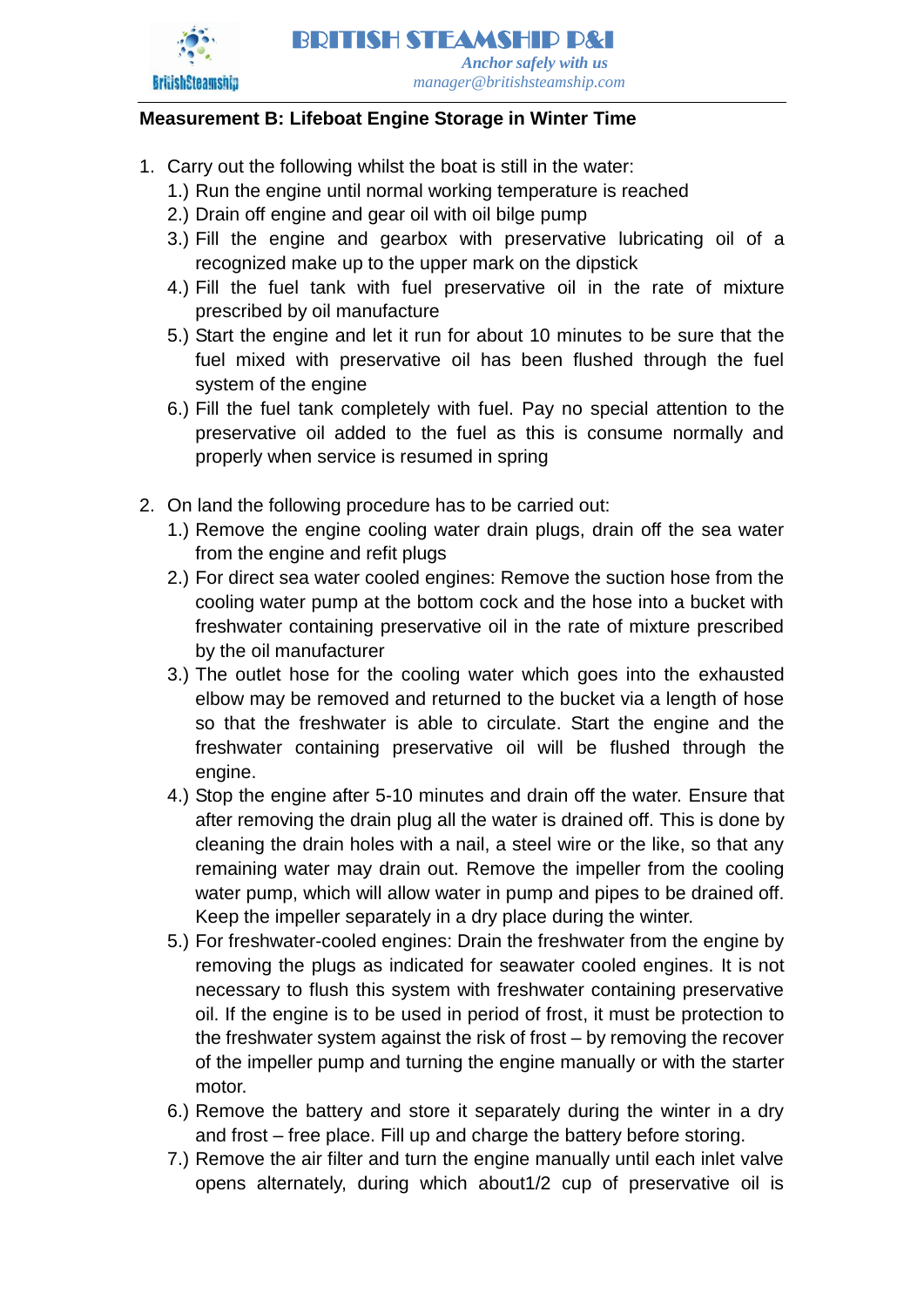**Measurement B: Lifeboat Engine Storage in Winter Time**

1. Carry out the following whilst the boat is still in the water:
   1.) Run the engine until normal working temperature is reached
   2.) Drain off engine and gear oil with oil bilge pump
   3.) Fill the engine and gearbox with preservative lubricating oil of a recognized make up to the upper mark on the dipstick
   4.) Fill the fuel tank with fuel preservative oil in the rate of mixture prescribed by oil manufacture
   5.) Start the engine and let it run for about 10 minutes to be sure that the fuel mixed with preservative oil has been flushed through the fuel system of the engine
   6.) Fill the fuel tank completely with fuel. Pay no special attention to the preservative oil added to the fuel as this is consume normally and properly when service is resumed in spring

2. On land the following procedure has to be carried out:
   1.) Remove the engine cooling water drain plugs, drain off the sea water from the engine and refit plugs
   2.) For direct sea water cooled engines: Remove the suction hose from the cooling water pump at the bottom cock and the hose into a bucket with freshwater containing preservative oil in the rate of mixture prescribed by the oil manufacturer
   3.) The outlet hose for the cooling water which goes into the exhausted elbow may be removed and returned to the bucket via a length of hose so that the freshwater is able to circulate. Start the engine and the freshwater containing preservative oil will be flushed through the engine.
   4.) Stop the engine after 5-10 minutes and drain off the water. Ensure that after removing the drain plug all the water is drained off. This is done by cleaning the drain holes with a nail, a steel wire or the like, so that any remaining water may drain out. Remove the impeller from the cooling water pump, which will allow water in pump and pipes to be drained off. Keep the impeller separately in a dry place during the winter.
   5.) For freshwater-cooled engines: Drain the freshwater from the engine by removing the plugs as indicated for seawater cooled engines. It is not necessary to flush this system with freshwater containing preservative oil. If the engine is to be used in period of frost, it must be protection to the freshwater system against the risk of frost – by removing the recover of the impeller pump and turning the engine manually or with the starter motor.
   6.) Remove the battery and store it separately during the winter in a dry and frost – free place. Fill up and charge the battery before storing.
   7.) Remove the air filter and turn the engine manually until each inlet valve opens alternately, during which about1/2 cup of preservative oil is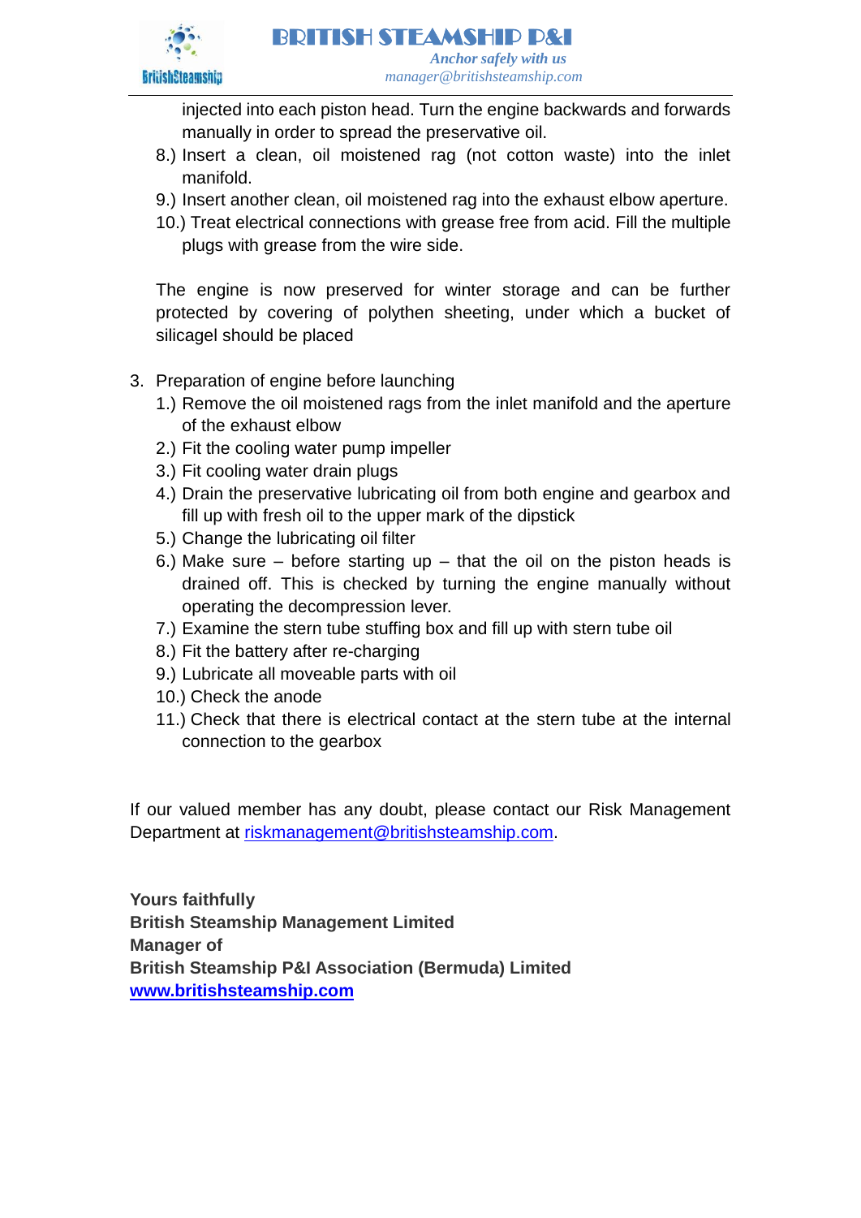injected into each piston head. Turn the engine backwards and forwards manually in order to spread the preservative oil.

8.) Insert a clean, oil moistened rag (not cotton waste) into the inlet manifold.
9.) Insert another clean, oil moistened rag into the exhaust elbow aperture.
10.) Treat electrical connections with grease free from acid. Fill the multiple plugs with grease from the wire side.

The engine is now preserved for winter storage and can be further protected by covering of polythen sheeting, under which a bucket of silicagel should be placed

3. Preparation of engine before launching
    1.) Remove the oil moistened rags from the inlet manifold and the aperture of the exhaust elbow
    2.) Fit the cooling water pump impeller
    3.) Fit cooling water drain plugs
    4.) Drain the preservative lubricating oil from both engine and gearbox and fill up with fresh oil to the upper mark of the dipstick
    5.) Change the lubricating oil filter
    6.) Make sure – before starting up – that the oil on the piston heads is drained off. This is checked by turning the engine manually without operating the decompression lever.
    7.) Examine the stern tube stuffing box and fill up with stern tube oil
    8.) Fit the battery after re-charging
    9.) Lubricate all moveable parts with oil
    10.) Check the anode
    11.) Check that there is electrical contact at the stern tube at the internal connection to the gearbox

If our valued member has any doubt, please contact our Risk Management Department at riskmanagement@britishsteamship.com.

**Yours faithfully**
**British Steamship Management Limited**
**Manager of**
**British Steamship P&I Association (Bermuda) Limited**
**www.britishsteamship.com**